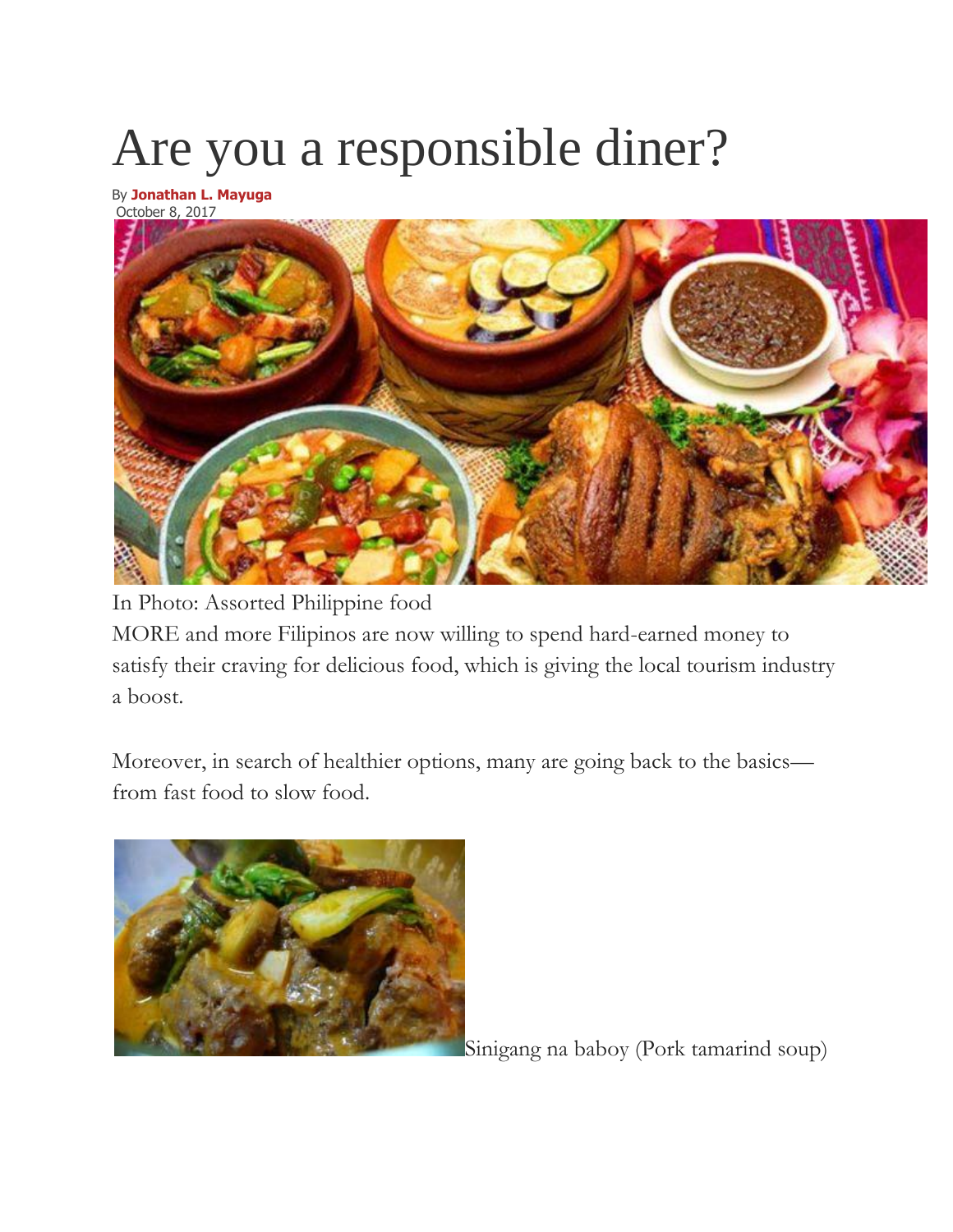# Are you a responsible diner?

By **Jonathan L. Mayuga**
October 8, 2017

In Photo: Assorted Philippine food

MORE and more Filipinos are now willing to spend hard-earned money to satisfy their craving for delicious food, which is giving the local tourism industry a boost.

Moreover, in search of healthier options, many are going back to the basics—from fast food to slow food.

Sinigang na baboy (Pork tamarind soup)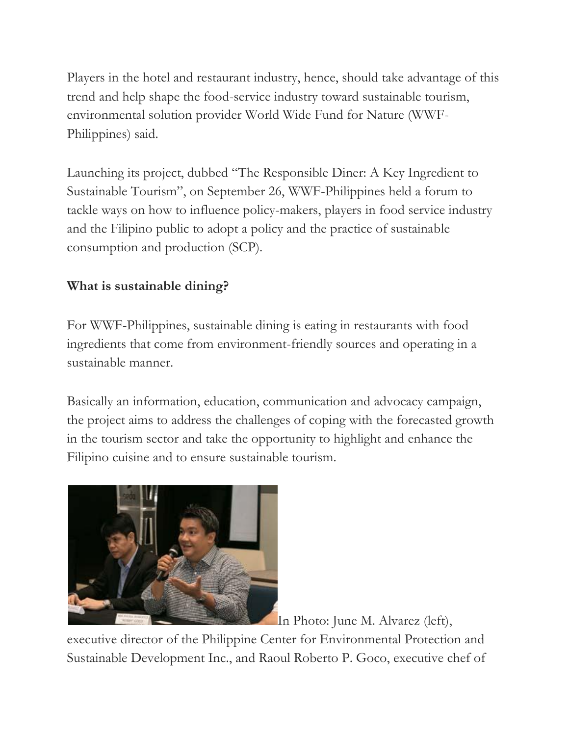Players in the hotel and restaurant industry, hence, should take advantage of this trend and help shape the food-service industry toward sustainable tourism, environmental solution provider World Wide Fund for Nature (WWF-Philippines) said.

Launching its project, dubbed "The Responsible Diner: A Key Ingredient to Sustainable Tourism", on September 26, WWF-Philippines held a forum to tackle ways on how to influence policy-makers, players in food service industry and the Filipino public to adopt a policy and the practice of sustainable consumption and production (SCP).

**What is sustainable dining?**

For WWF-Philippines, sustainable dining is eating in restaurants with food ingredients that come from environment-friendly sources and operating in a sustainable manner.

Basically an information, education, communication and advocacy campaign, the project aims to address the challenges of coping with the forecasted growth in the tourism sector and take the opportunity to highlight and enhance the Filipino cuisine and to ensure sustainable tourism.

In Photo: June M. Alvarez (left), executive director of the Philippine Center for Environmental Protection and Sustainable Development Inc., and Raoul Roberto P. Goco, executive chef of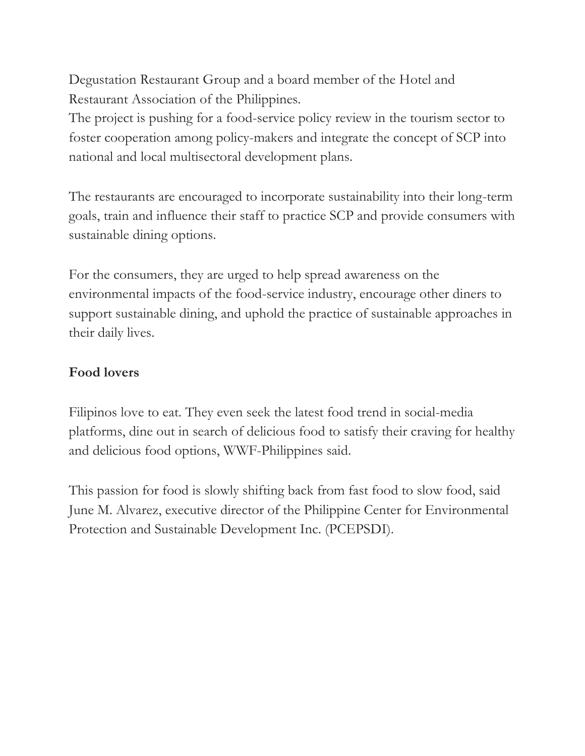Degustation Restaurant Group and a board member of the Hotel and Restaurant Association of the Philippines.

The project is pushing for a food-service policy review in the tourism sector to foster cooperation among policy-makers and integrate the concept of SCP into national and local multisectoral development plans.

The restaurants are encouraged to incorporate sustainability into their long-term goals, train and influence their staff to practice SCP and provide consumers with sustainable dining options.

For the consumers, they are urged to help spread awareness on the environmental impacts of the food-service industry, encourage other diners to support sustainable dining, and uphold the practice of sustainable approaches in their daily lives.

**Food lovers**

Filipinos love to eat. They even seek the latest food trend in social-media platforms, dine out in search of delicious food to satisfy their craving for healthy and delicious food options, WWF-Philippines said.

This passion for food is slowly shifting back from fast food to slow food, said June M. Alvarez, executive director of the Philippine Center for Environmental Protection and Sustainable Development Inc. (PCEPSDI).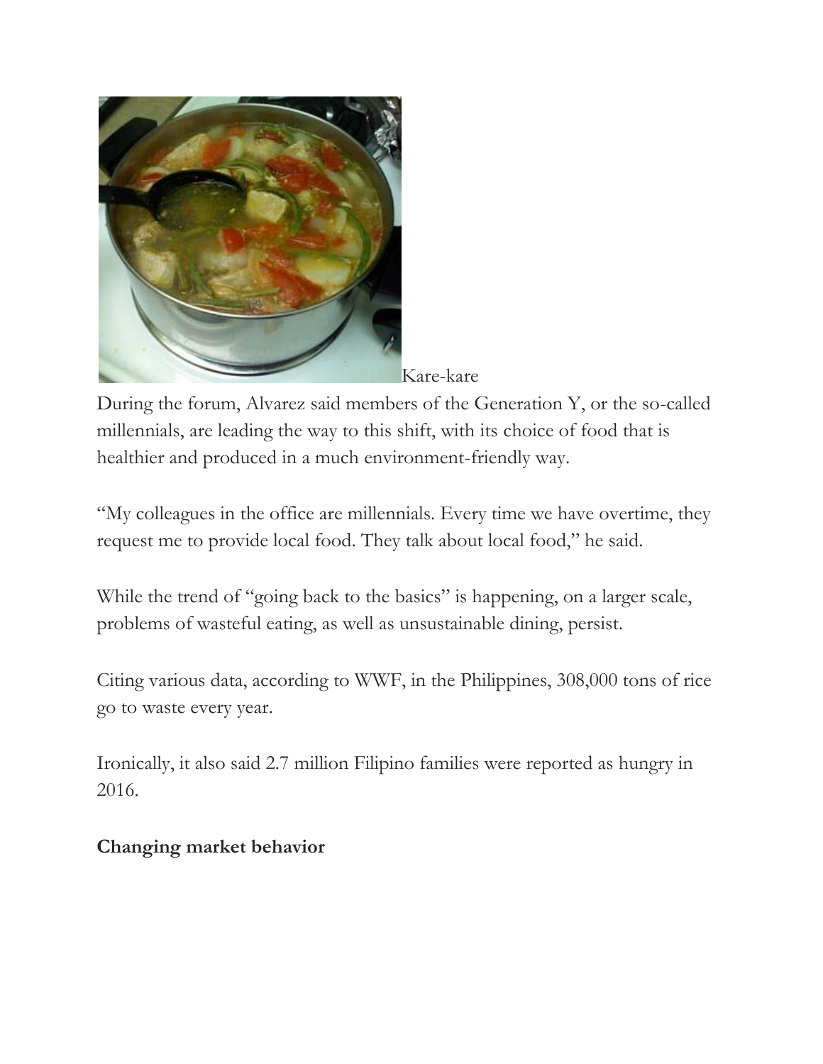Kare-kare

During the forum, Alvarez said members of the Generation Y, or the so-called millennials, are leading the way to this shift, with its choice of food that is healthier and produced in a much environment-friendly way.

"My colleagues in the office are millennials. Every time we have overtime, they request me to provide local food. They talk about local food," he said.

While the trend of "going back to the basics" is happening, on a larger scale, problems of wasteful eating, as well as unsustainable dining, persist.

Citing various data, according to WWF, in the Philippines, 308,000 tons of rice go to waste every year.

Ironically, it also said 2.7 million Filipino families were reported as hungry in 2016.

**Changing market behavior**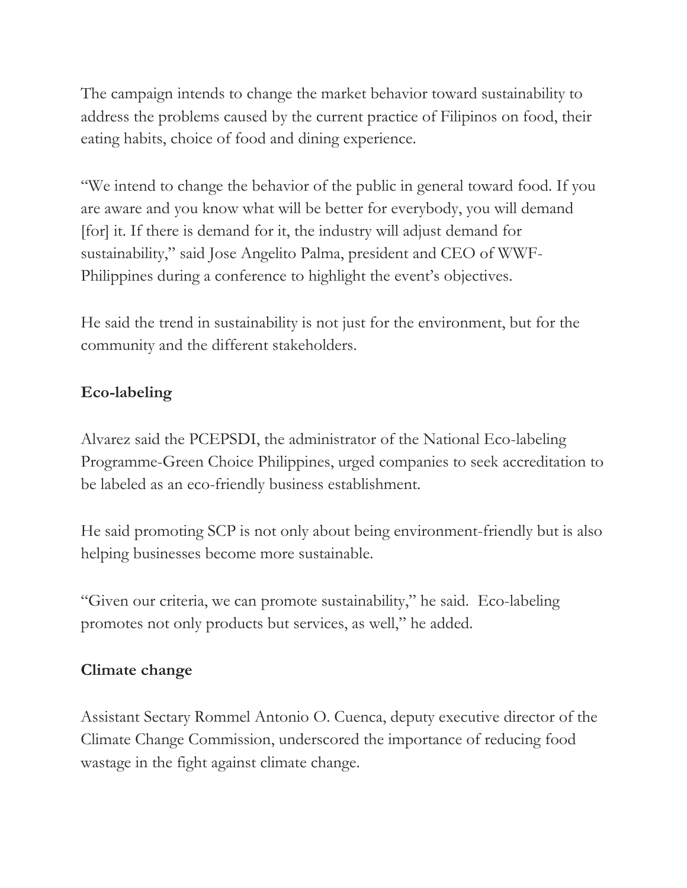The campaign intends to change the market behavior toward sustainability to address the problems caused by the current practice of Filipinos on food, their eating habits, choice of food and dining experience.

"We intend to change the behavior of the public in general toward food. If you are aware and you know what will be better for everybody, you will demand [for] it. If there is demand for it, the industry will adjust demand for sustainability," said Jose Angelito Palma, president and CEO of WWF-Philippines during a conference to highlight the event's objectives.

He said the trend in sustainability is not just for the environment, but for the community and the different stakeholders.

**Eco-labeling**

Alvarez said the PCEPSDI, the administrator of the National Eco-labeling Programme-Green Choice Philippines, urged companies to seek accreditation to be labeled as an eco-friendly business establishment.

He said promoting SCP is not only about being environment-friendly but is also helping businesses become more sustainable.

"Given our criteria, we can promote sustainability," he said. Eco-labeling promotes not only products but services, as well," he added.

**Climate change**

Assistant Sectary Rommel Antonio O. Cuenca, deputy executive director of the Climate Change Commission, underscored the importance of reducing food wastage in the fight against climate change.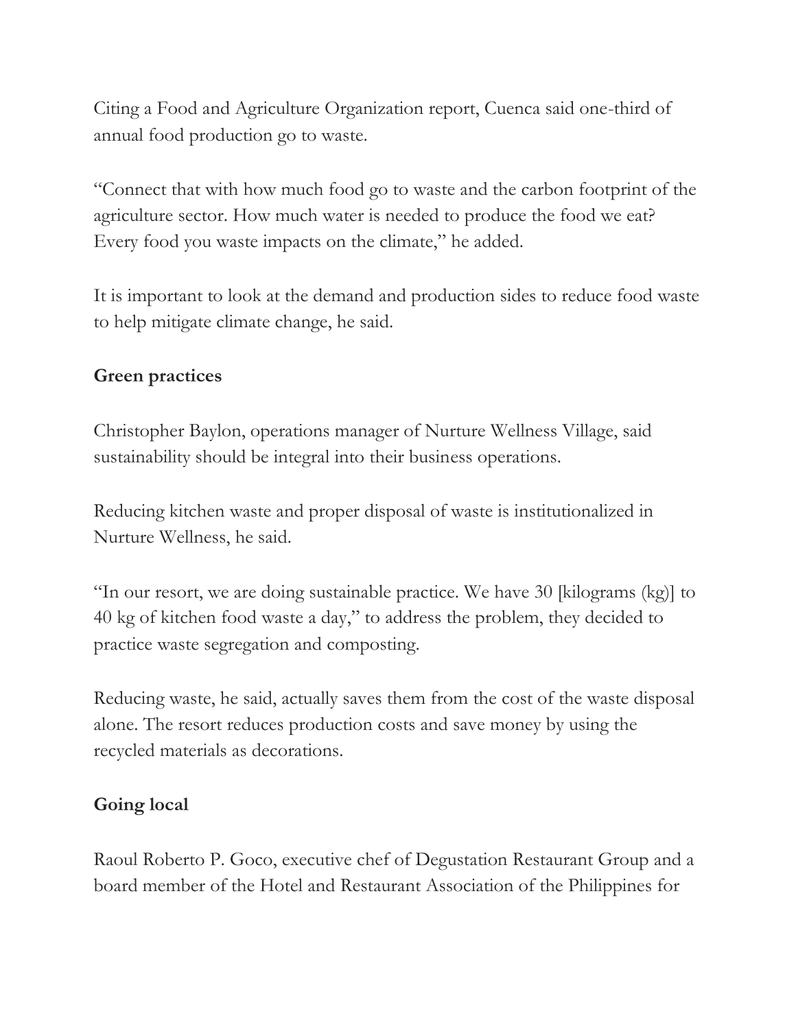Citing a Food and Agriculture Organization report, Cuenca said one-third of annual food production go to waste.

"Connect that with how much food go to waste and the carbon footprint of the agriculture sector. How much water is needed to produce the food we eat? Every food you waste impacts on the climate," he added.

It is important to look at the demand and production sides to reduce food waste to help mitigate climate change, he said.

**Green practices**

Christopher Baylon, operations manager of Nurture Wellness Village, said sustainability should be integral into their business operations.

Reducing kitchen waste and proper disposal of waste is institutionalized in Nurture Wellness, he said.

"In our resort, we are doing sustainable practice. We have 30 [kilograms (kg)] to 40 kg of kitchen food waste a day," to address the problem, they decided to practice waste segregation and composting.

Reducing waste, he said, actually saves them from the cost of the waste disposal alone. The resort reduces production costs and save money by using the recycled materials as decorations.

**Going local**

Raoul Roberto P. Goco, executive chef of Degustation Restaurant Group and a board member of the Hotel and Restaurant Association of the Philippines for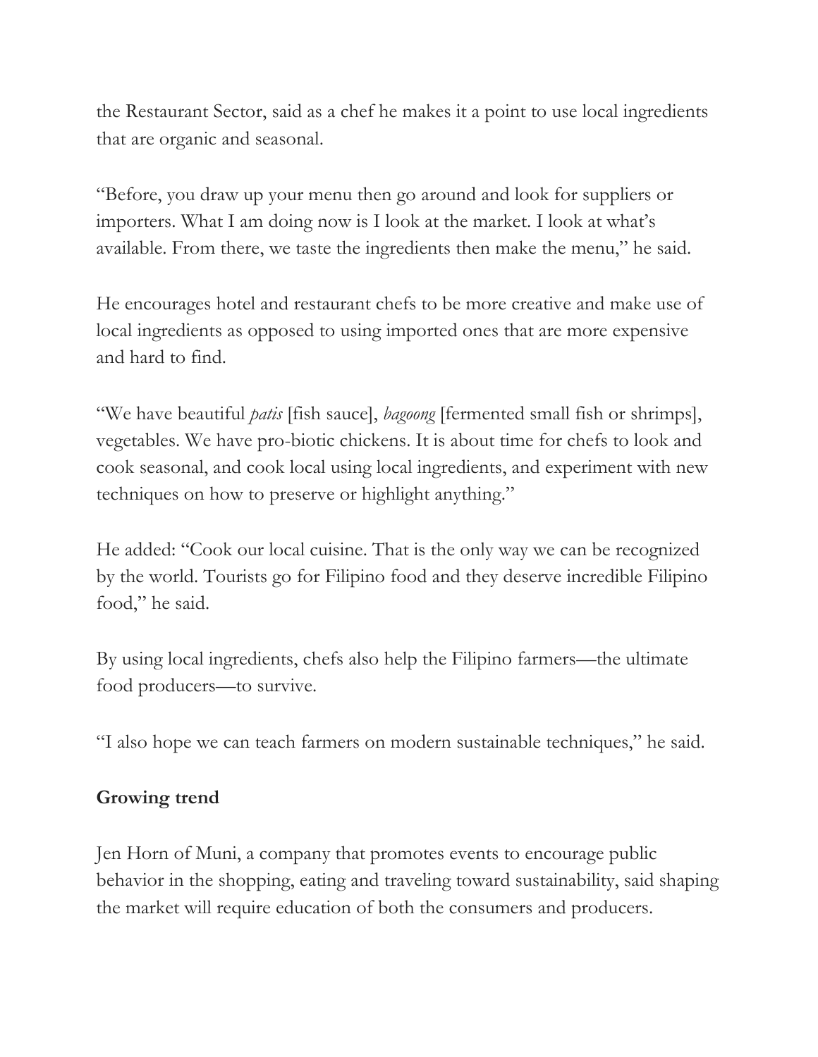the Restaurant Sector, said as a chef he makes it a point to use local ingredients that are organic and seasonal.

"Before, you draw up your menu then go around and look for suppliers or importers. What I am doing now is I look at the market. I look at what's available. From there, we taste the ingredients then make the menu," he said.

He encourages hotel and restaurant chefs to be more creative and make use of local ingredients as opposed to using imported ones that are more expensive and hard to find.

"We have beautiful *patis* [fish sauce], *bagoong* [fermented small fish or shrimps], vegetables. We have pro-biotic chickens. It is about time for chefs to look and cook seasonal, and cook local using local ingredients, and experiment with new techniques on how to preserve or highlight anything."

He added: "Cook our local cuisine. That is the only way we can be recognized by the world. Tourists go for Filipino food and they deserve incredible Filipino food," he said.

By using local ingredients, chefs also help the Filipino farmers—the ultimate food producers—to survive.

"I also hope we can teach farmers on modern sustainable techniques," he said.

**Growing trend**

Jen Horn of Muni, a company that promotes events to encourage public behavior in the shopping, eating and traveling toward sustainability, said shaping the market will require education of both the consumers and producers.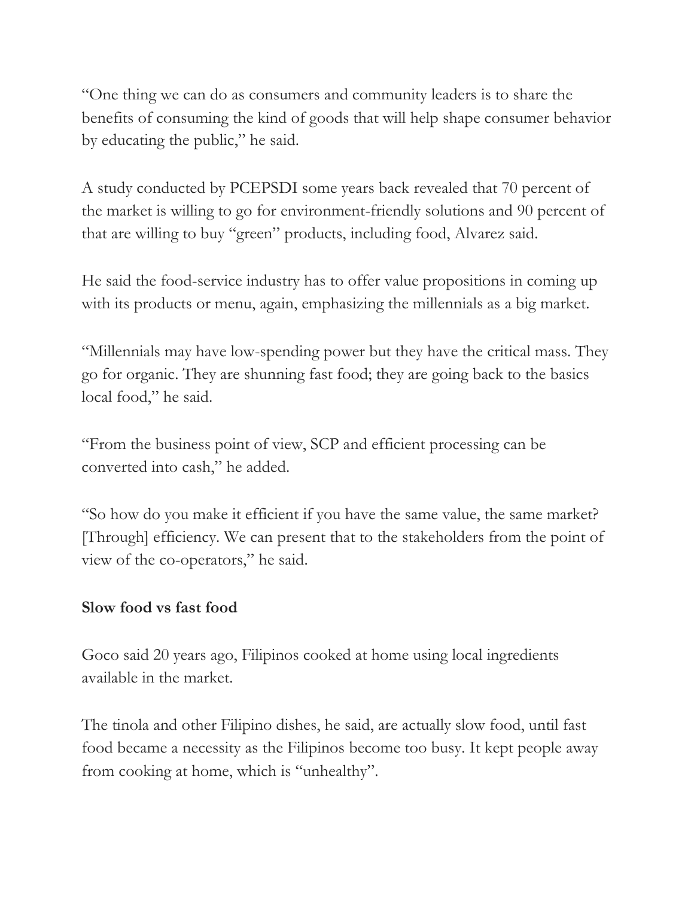"One thing we can do as consumers and community leaders is to share the benefits of consuming the kind of goods that will help shape consumer behavior by educating the public," he said.

A study conducted by PCEPSDI some years back revealed that 70 percent of the market is willing to go for environment-friendly solutions and 90 percent of that are willing to buy "green" products, including food, Alvarez said.

He said the food-service industry has to offer value propositions in coming up with its products or menu, again, emphasizing the millennials as a big market.

"Millennials may have low-spending power but they have the critical mass. They go for organic. They are shunning fast food; they are going back to the basics local food," he said.

"From the business point of view, SCP and efficient processing can be converted into cash," he added.

"So how do you make it efficient if you have the same value, the same market? [Through] efficiency. We can present that to the stakeholders from the point of view of the co-operators," he said.

**Slow food vs fast food**

Goco said 20 years ago, Filipinos cooked at home using local ingredients available in the market.

The tinola and other Filipino dishes, he said, are actually slow food, until fast food became a necessity as the Filipinos become too busy. It kept people away from cooking at home, which is "unhealthy".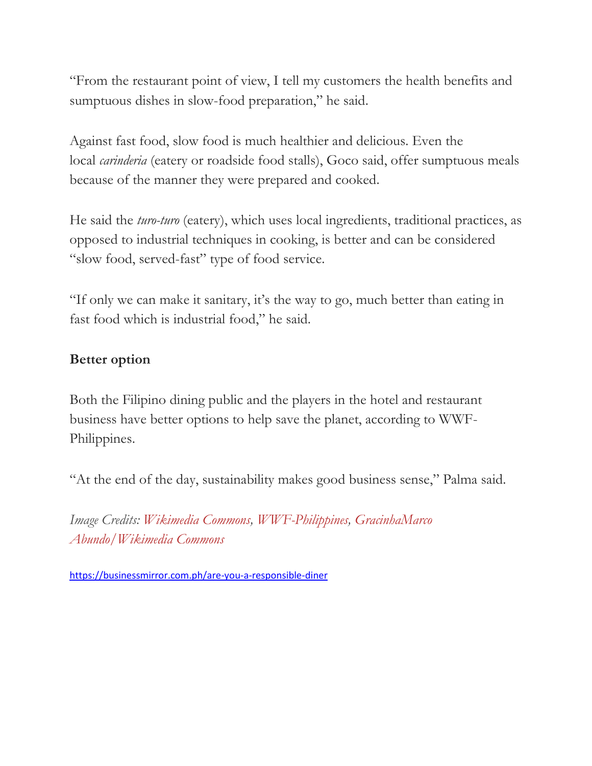"From the restaurant point of view, I tell my customers the health benefits and sumptuous dishes in slow-food preparation," he said.

Against fast food, slow food is much healthier and delicious. Even the local *carinderia* (eatery or roadside food stalls), Goco said, offer sumptuous meals because of the manner they were prepared and cooked.

He said the *turo-turo* (eatery), which uses local ingredients, traditional practices, as opposed to industrial techniques in cooking, is better and can be considered "slow food, served-fast" type of food service.

"If only we can make it sanitary, it's the way to go, much better than eating in fast food which is industrial food," he said.

**Better option**

Both the Filipino dining public and the players in the hotel and restaurant business have better options to help save the planet, according to WWF-Philippines.

"At the end of the day, sustainability makes good business sense," Palma said.

*Image Credits: Wikimedia Commons, WWF-Philippines, GracinhaMarco Abundo/Wikimedia Commons*

https://businessmirror.com.ph/are-you-a-responsible-diner